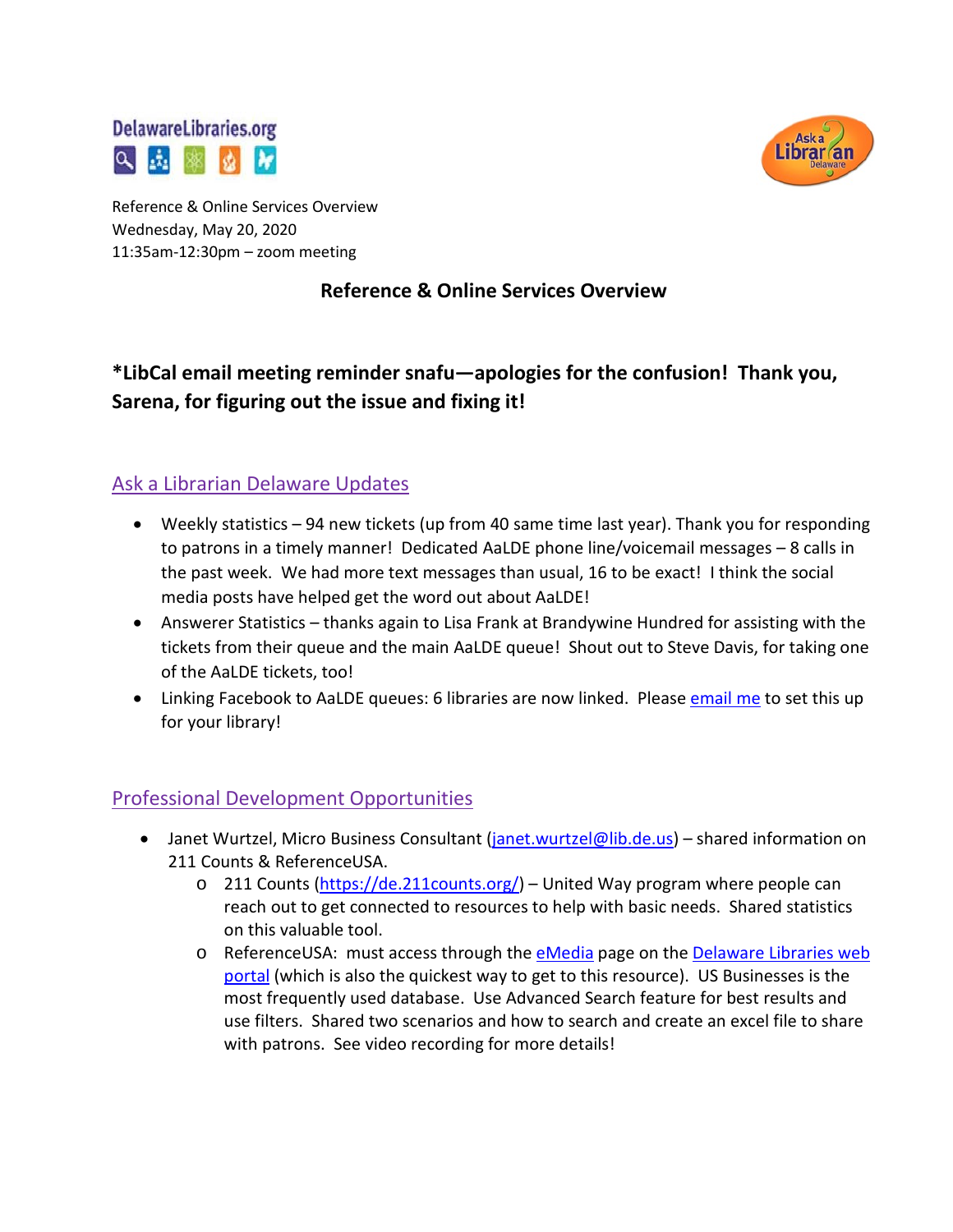Reference & Online Services Overview
Wednesday, May 20, 2020
11:35am-12:30pm – zoom meeting

# Reference & Online Services Overview

**\*LibCal email meeting reminder snafu—apologies for the confusion! Thank you, Sarena, for figuring out the issue and fixing it!**

## Ask a Librarian Delaware Updates

- Weekly statistics – 94 new tickets (up from 40 same time last year). Thank you for responding to patrons in a timely manner! Dedicated AaLDE phone line/voicemail messages – 8 calls in the past week. We had more text messages than usual, 16 to be exact! I think the social media posts have helped get the word out about AaLDE!
- Answerer Statistics – thanks again to Lisa Frank at Brandywine Hundred for assisting with the tickets from their queue and the main AaLDE queue! Shout out to Steve Davis, for taking one of the AaLDE tickets, too!
- Linking Facebook to AaLDE queues: 6 libraries are now linked. Please email me to set this up for your library!

## Professional Development Opportunities

- Janet Wurtzel, Micro Business Consultant (janet.wurtzel@lib.de.us) – shared information on 211 Counts & ReferenceUSA.
  - 211 Counts (https://de.211counts.org/) – United Way program where people can reach out to get connected to resources to help with basic needs. Shared statistics on this valuable tool.
  - ReferenceUSA: must access through the eMedia page on the Delaware Libraries web portal (which is also the quickest way to get to this resource). US Businesses is the most frequently used database. Use Advanced Search feature for best results and use filters. Shared two scenarios and how to search and create an excel file to share with patrons. See video recording for more details!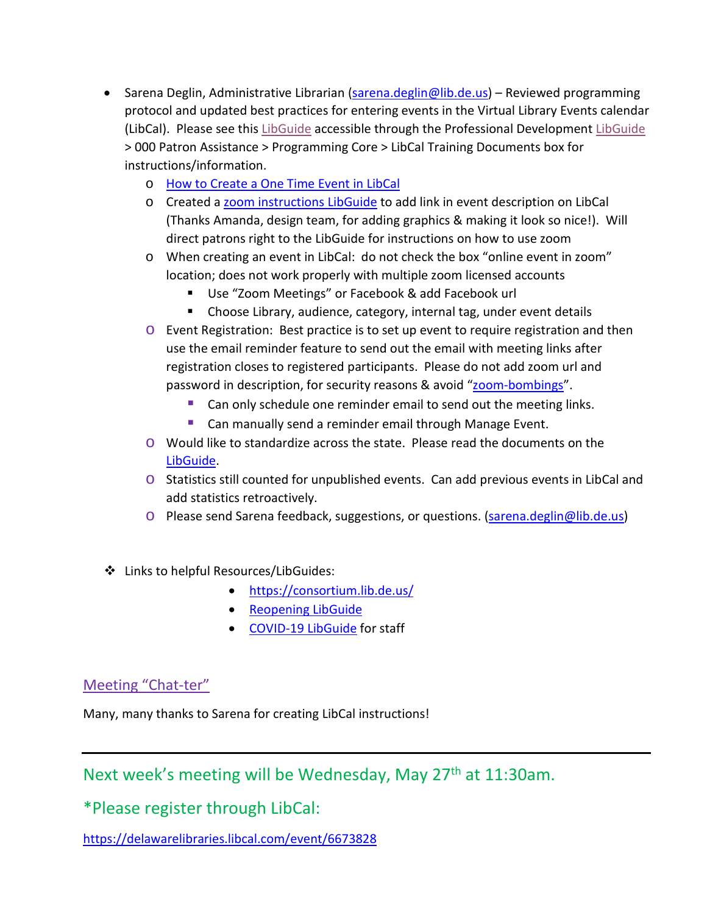- Sarena Deglin, Administrative Librarian (sarena.deglin@lib.de.us) – Reviewed programming protocol and updated best practices for entering events in the Virtual Library Events calendar (LibCal). Please see this LibGuide accessible through the Professional Development LibGuide > 000 Patron Assistance > Programming Core > LibCal Training Documents box for instructions/information.
    - How to Create a One Time Event in LibCal
    - Created a zoom instructions LibGuide to add link in event description on LibCal (Thanks Amanda, design team, for adding graphics & making it look so nice!). Will direct patrons right to the LibGuide for instructions on how to use zoom
    - When creating an event in LibCal: do not check the box "online event in zoom" location; does not work properly with multiple zoom licensed accounts
        - Use "Zoom Meetings" or Facebook & add Facebook url
        - Choose Library, audience, category, internal tag, under event details
    - Event Registration: Best practice is to set up event to require registration and then use the email reminder feature to send out the email with meeting links after registration closes to registered participants. Please do not add zoom url and password in description, for security reasons & avoid "zoom-bombings".
        - Can only schedule one reminder email to send out the meeting links.
        - Can manually send a reminder email through Manage Event.
    - Would like to standardize across the state. Please read the documents on the LibGuide.
    - Statistics still counted for unpublished events. Can add previous events in LibCal and add statistics retroactively.
    - Please send Sarena feedback, suggestions, or questions. (sarena.deglin@lib.de.us)

- Links to helpful Resources/LibGuides:
    - https://consortium.lib.de.us/
    - Reopening LibGuide
    - COVID-19 LibGuide for staff

## Meeting "Chat-ter"

Many, many thanks to Sarena for creating LibCal instructions!

---

## Next week's meeting will be Wednesday, May 27th at 11:30am.

## *Please register through LibCal:

https://delawarelibraries.libcal.com/event/6673828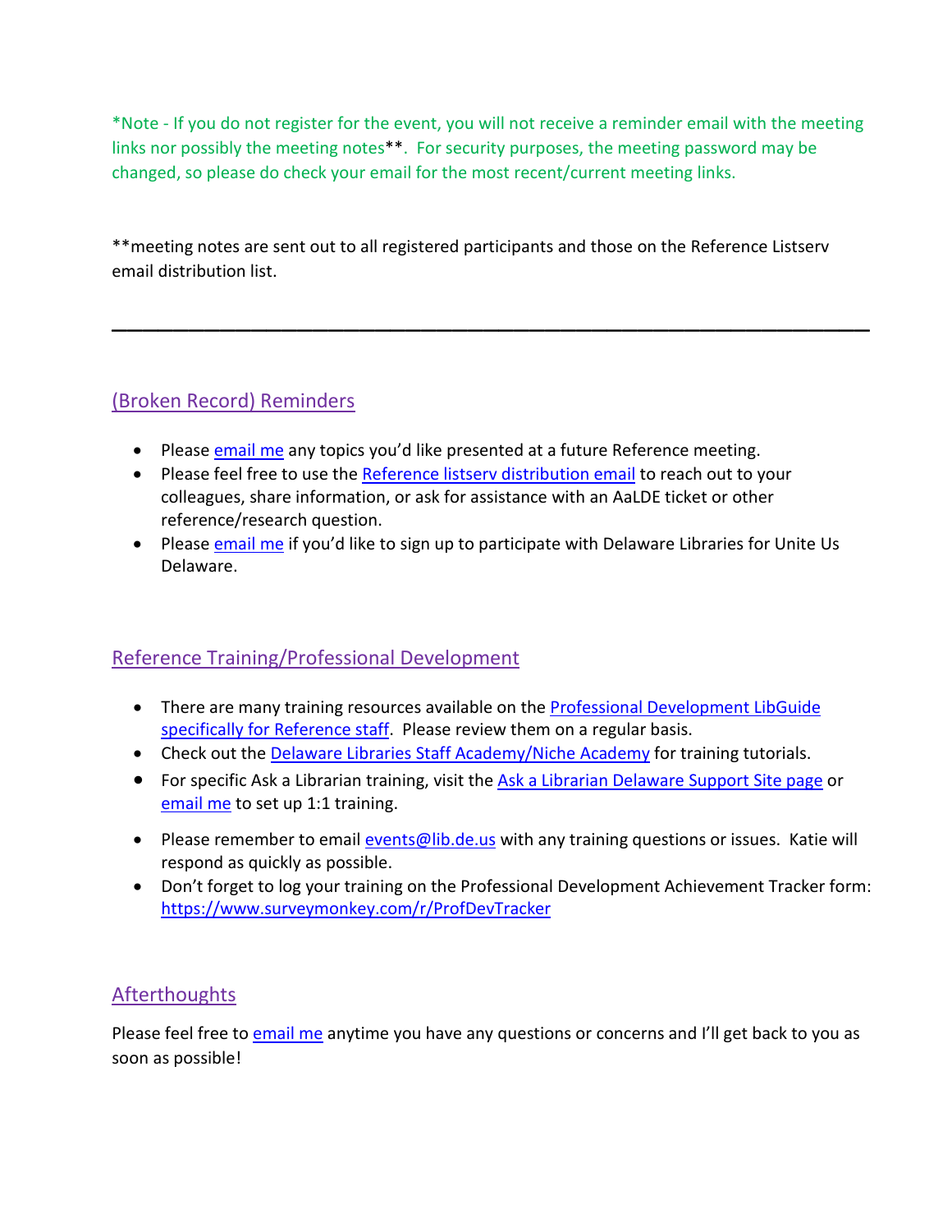*Note - If you do not register for the event, you will not receive a reminder email with the meeting links nor possibly the meeting notes**. For security purposes, the meeting password may be changed, so please do check your email for the most recent/current meeting links.

**meeting notes are sent out to all registered participants and those on the Reference Listserv email distribution list.

---

## (Broken Record) Reminders

- Please email me any topics you'd like presented at a future Reference meeting.
- Please feel free to use the Reference listserv distribution email to reach out to your colleagues, share information, or ask for assistance with an AaLDE ticket or other reference/research question.
- Please email me if you'd like to sign up to participate with Delaware Libraries for Unite Us Delaware.

## Reference Training/Professional Development

- There are many training resources available on the Professional Development LibGuide specifically for Reference staff. Please review them on a regular basis.
- Check out the Delaware Libraries Staff Academy/Niche Academy for training tutorials.
- For specific Ask a Librarian training, visit the Ask a Librarian Delaware Support Site page or email me to set up 1:1 training.
- Please remember to email events@lib.de.us with any training questions or issues. Katie will respond as quickly as possible.
- Don't forget to log your training on the Professional Development Achievement Tracker form: https://www.surveymonkey.com/r/ProfDevTracker

## Afterthoughts

Please feel free to email me anytime you have any questions or concerns and I'll get back to you as soon as possible!